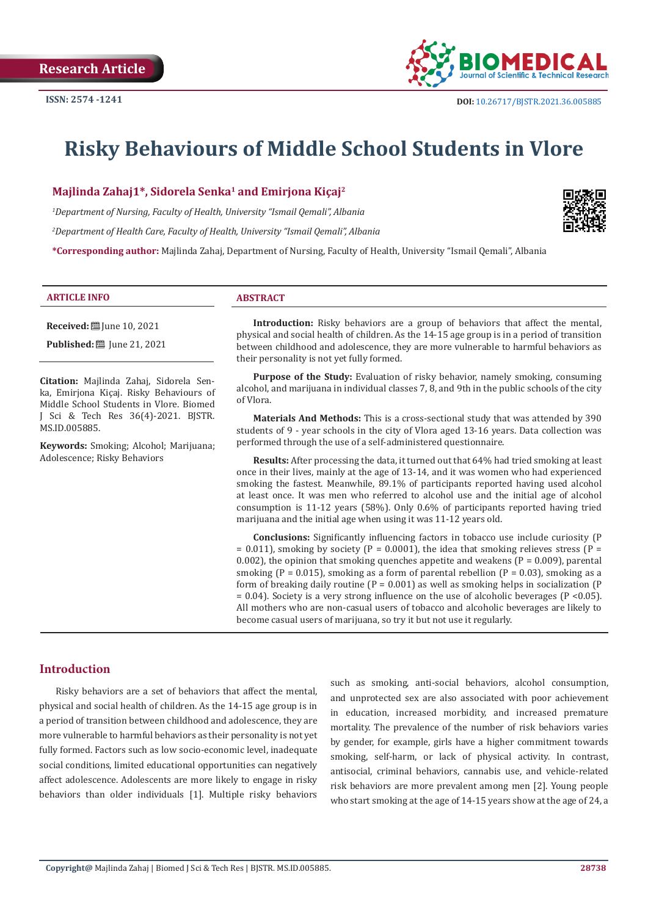Research Article

ISSN: 2574 -1241

DOI: 10.26717/BJSTR.2021.36.005885

# Risky Behaviours of Middle School Students in Vlore

**Majlinda Zahaj1*, Sidorela Senka[1] and Emirjona Kiçaj[2]**

[1]*Department of Nursing, Faculty of Health, University "Ismail Qemali", Albania*

[2]*Department of Health Care, Faculty of Health, University "Ismail Qemali", Albania*

***Corresponding author:** Majlinda Zahaj, Department of Nursing, Faculty of Health, University "Ismail Qemali", Albania

## ARTICLE INFO

**Received:** June 10, 2021

**Published:** June 21, 2021

**Citation:** Majlinda Zahaj, Sidorela Senka, Emirjona Kiçaj. Risky Behaviours of Middle School Students in Vlore. Biomed J Sci & Tech Res 36(4)-2021. BJSTR. MS.ID.005885.

**Keywords:** Smoking; Alcohol; Marijuana; Adolescence; Risky Behaviors

## ABSTRACT

**Introduction:** Risky behaviors are a group of behaviors that affect the mental, physical and social health of children. As the 14-15 age group is in a period of transition between childhood and adolescence, they are more vulnerable to harmful behaviors as their personality is not yet fully formed.

**Purpose of the Study:** Evaluation of risky behavior, namely smoking, consuming alcohol, and marijuana in individual classes 7, 8, and 9th in the public schools of the city of Vlora.

**Materials And Methods:** This is a cross-sectional study that was attended by 390 students of 9 - year schools in the city of Vlora aged 13-16 years. Data collection was performed through the use of a self-administered questionnaire.

**Results:** After processing the data, it turned out that 64% had tried smoking at least once in their lives, mainly at the age of 13-14, and it was women who had experienced smoking the fastest. Meanwhile, 89.1% of participants reported having used alcohol at least once. It was men who referred to alcohol use and the initial age of alcohol consumption is 11-12 years (58%). Only 0.6% of participants reported having tried marijuana and the initial age when using it was 11-12 years old.

**Conclusions:** Significantly influencing factors in tobacco use include curiosity ($P = 0.011$), smoking by society ($P = 0.0001$), the idea that smoking relieves stress ($P = 0.002$), the opinion that smoking quenches appetite and weakens ($P = 0.009$), parental smoking ($P = 0.015$), smoking as a form of parental rebellion ($P = 0.03$), smoking as a form of breaking daily routine ($P = 0.001$) as well as smoking helps in socialization ($P = 0.04$). Society is a very strong influence on the use of alcoholic beverages ($P < 0.05$). All mothers who are non-casual users of tobacco and alcoholic beverages are likely to become casual users of marijuana, so try it but not use it regularly.

## Introduction

Risky behaviors are a set of behaviors that affect the mental, physical and social health of children. As the 14-15 age group is in a period of transition between childhood and adolescence, they are more vulnerable to harmful behaviors as their personality is not yet fully formed. Factors such as low socio-economic level, inadequate social conditions, limited educational opportunities can negatively affect adolescence. Adolescents are more likely to engage in risky behaviors than older individuals [1]. Multiple risky behaviors such as smoking, anti-social behaviors, alcohol consumption, and unprotected sex are also associated with poor achievement in education, increased morbidity, and increased premature mortality. The prevalence of the number of risk behaviors varies by gender, for example, girls have a higher commitment towards smoking, self-harm, or lack of physical activity. In contrast, antisocial, criminal behaviors, cannabis use, and vehicle-related risk behaviors are more prevalent among men [2]. Young people who start smoking at the age of 14-15 years show at the age of 24, a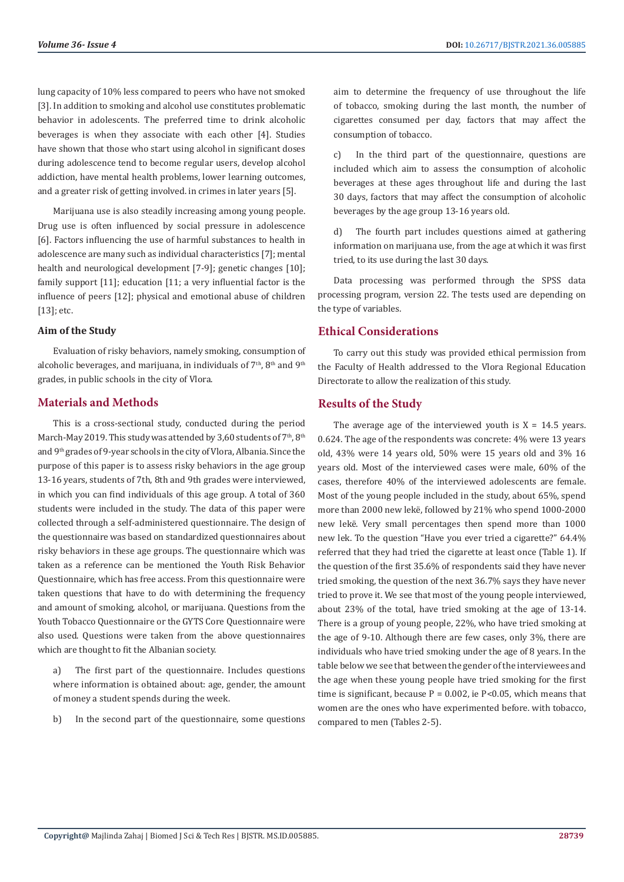lung capacity of 10% less compared to peers who have not smoked [3]. In addition to smoking and alcohol use constitutes problematic behavior in adolescents. The preferred time to drink alcoholic beverages is when they associate with each other [4]. Studies have shown that those who start using alcohol in significant doses during adolescence tend to become regular users, develop alcohol addiction, have mental health problems, lower learning outcomes, and a greater risk of getting involved. in crimes in later years [5].

Marijuana use is also steadily increasing among young people. Drug use is often influenced by social pressure in adolescence [6]. Factors influencing the use of harmful substances to health in adolescence are many such as individual characteristics [7]; mental health and neurological development [7-9]; genetic changes [10]; family support [11]; education [11; a very influential factor is the influence of peers [12]; physical and emotional abuse of children [13]; etc.

### Aim of the Study

Evaluation of risky behaviors, namely smoking, consumption of alcoholic beverages, and marijuana, in individuals of 7th, 8th and 9th grades, in public schools in the city of Vlora.

## Materials and Methods

This is a cross-sectional study, conducted during the period March-May 2019. This study was attended by 3,60 students of 7th, 8th and 9th grades of 9-year schools in the city of Vlora, Albania. Since the purpose of this paper is to assess risky behaviors in the age group 13-16 years, students of 7th, 8th and 9th grades were interviewed, in which you can find individuals of this age group. A total of 360 students were included in the study. The data of this paper were collected through a self-administered questionnaire. The design of the questionnaire was based on standardized questionnaires about risky behaviors in these age groups. The questionnaire which was taken as a reference can be mentioned the Youth Risk Behavior Questionnaire, which has free access. From this questionnaire were taken questions that have to do with determining the frequency and amount of smoking, alcohol, or marijuana. Questions from the Youth Tobacco Questionnaire or the GYTS Core Questionnaire were also used. Questions were taken from the above questionnaires which are thought to fit the Albanian society.

a) The first part of the questionnaire. Includes questions where information is obtained about: age, gender, the amount of money a student spends during the week.

b) In the second part of the questionnaire, some questions aim to determine the frequency of use throughout the life of tobacco, smoking during the last month, the number of cigarettes consumed per day, factors that may affect the consumption of tobacco.

c) In the third part of the questionnaire, questions are included which aim to assess the consumption of alcoholic beverages at these ages throughout life and during the last 30 days, factors that may affect the consumption of alcoholic beverages by the age group 13-16 years old.

d) The fourth part includes questions aimed at gathering information on marijuana use, from the age at which it was first tried, to its use during the last 30 days.

Data processing was performed through the SPSS data processing program, version 22. The tests used are depending on the type of variables.

## Ethical Considerations

To carry out this study was provided ethical permission from the Faculty of Health addressed to the Vlora Regional Education Directorate to allow the realization of this study.

## Results of the Study

The average age of the interviewed youth is X = 14.5 years. 0.624. The age of the respondents was concrete: 4% were 13 years old, 43% were 14 years old, 50% were 15 years old and 3% 16 years old. Most of the interviewed cases were male, 60% of the cases, therefore 40% of the interviewed adolescents are female. Most of the young people included in the study, about 65%, spend more than 2000 new lekë, followed by 21% who spend 1000-2000 new lekë. Very small percentages then spend more than 1000 new lek. To the question "Have you ever tried a cigarette?" 64.4% referred that they had tried the cigarette at least once (Table 1). If the question of the first 35.6% of respondents said they have never tried smoking, the question of the next 36.7% says they have never tried to prove it. We see that most of the young people interviewed, about 23% of the total, have tried smoking at the age of 13-14. There is a group of young people, 22%, who have tried smoking at the age of 9-10. Although there are few cases, only 3%, there are individuals who have tried smoking under the age of 8 years. In the table below we see that between the gender of the interviewees and the age when these young people have tried smoking for the first time is significant, because P = 0.002, ie P<0.05, which means that women are the ones who have experimented before. with tobacco, compared to men (Tables 2-5).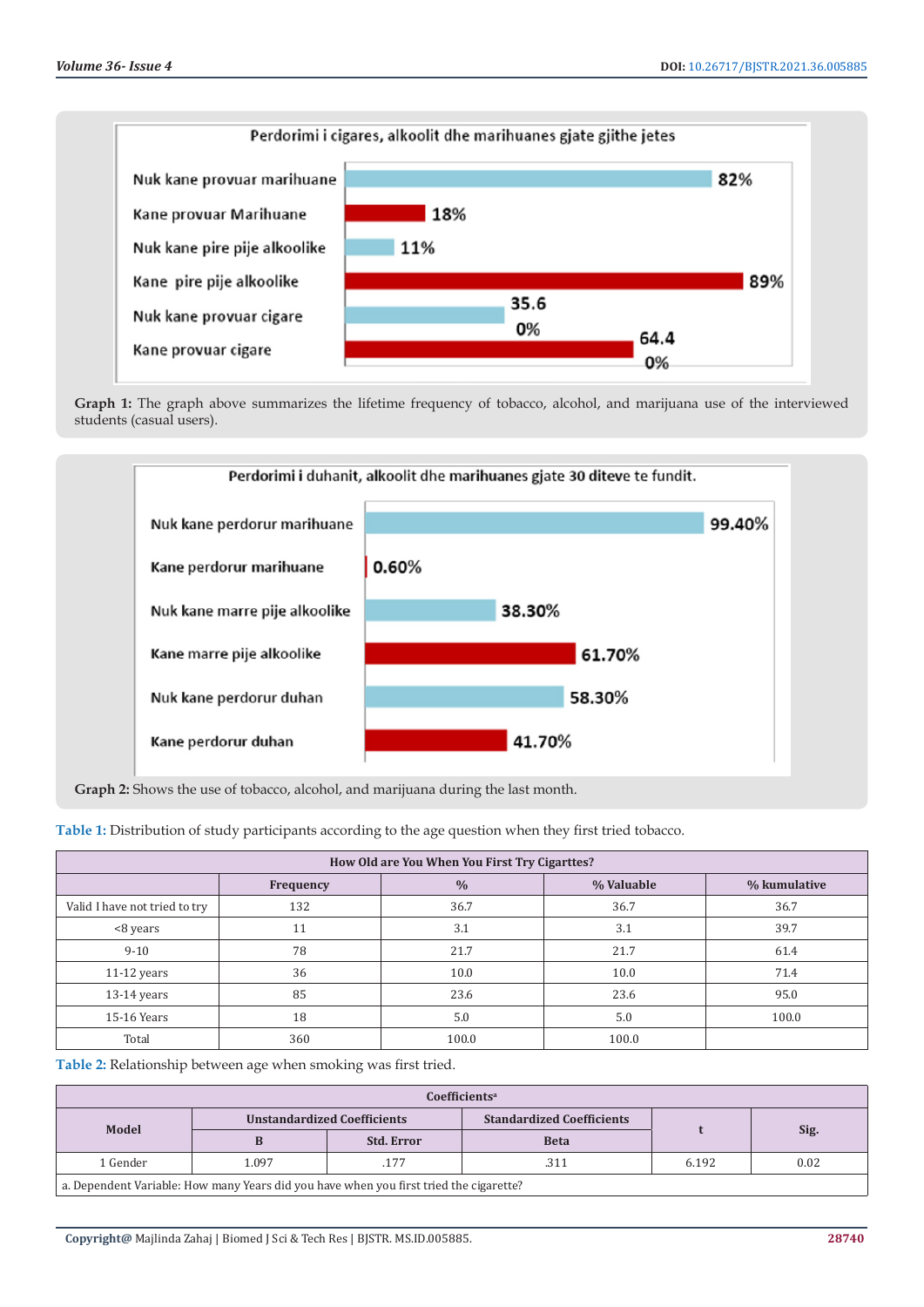**Graph 1:** The graph above summarizes the lifetime frequency of tobacco, alcohol, and marijuana use of the interviewed students (casual users).

**Graph 2:** Shows the use of tobacco, alcohol, and marijuana during the last month.

**Table 1:** Distribution of study participants according to the age question when they first tried tobacco.

| How Old are You When You First Try Cigarttes? | | | | |
|---|---|---|---|---|
| | Frequency | % | % Valuable | % kumulative |
| Valid I have not tried to try | 132 | 36.7 | 36.7 | 36.7 |
| <8 years | 11 | 3.1 | 3.1 | 39.7 |
| 9-10 | 78 | 21.7 | 21.7 | 61.4 |
| 11-12 years | 36 | 10.0 | 10.0 | 71.4 |
| 13-14 years | 85 | 23.6 | 23.6 | 95.0 |
| 15-16 Years | 18 | 5.0 | 5.0 | 100.0 |
| Total | 360 | 100.0 | 100.0 | |

**Table 2:** Relationship between age when smoking was first tried.

| Coefficients[a] | | | | | |
|---|---|---|---|---|---|
| Model | Unstandardized Coefficients | | Standardized Coefficients | t | Sig. |
| | B | Std. Error | Beta | | |
| 1 Gender | 1.097 | .177 | .311 | 6.192 | 0.02 |
| a. Dependent Variable: How many Years did you have when you first tried the cigarette? | | | | | |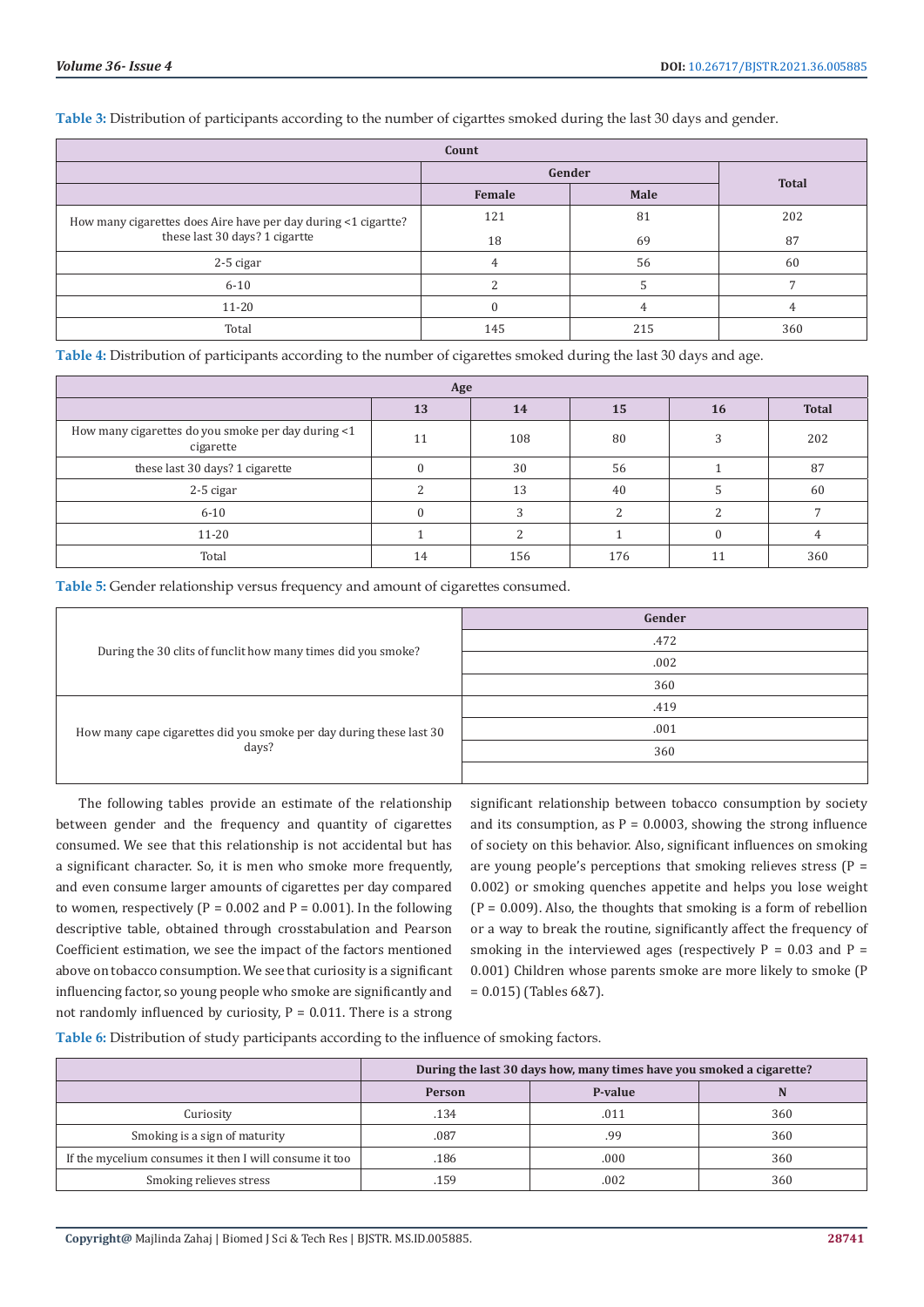**Table 3:** Distribution of participants according to the number of cigarttes smoked during the last 30 days and gender.

| Count | | | |
|---|---|---|---|
| | Gender | | Total |
| | Female | Male | |
| How many cigarettes does Aire have per day during <1 cigartte? | 121 | 81 | 202 |
| these last 30 days? 1 cigartte | 18 | 69 | 87 |
| 2-5 cigar | 4 | 56 | 60 |
| 6-10 | 2 | 5 | 7 |
| 11-20 | 0 | 4 | 4 |
| Total | 145 | 215 | 360 |

**Table 4:** Distribution of participants according to the number of cigarettes smoked during the last 30 days and age.

| Age | | | | | |
|---|---|---|---|---|---|
| | 13 | 14 | 15 | 16 | Total |
| How many cigarettes do you smoke per day during <1 cigarette | 11 | 108 | 80 | 3 | 202 |
| these last 30 days? 1 cigarette | 0 | 30 | 56 | 1 | 87 |
| 2-5 cigar | 2 | 13 | 40 | 5 | 60 |
| 6-10 | 0 | 3 | 2 | 2 | 7 |
| 11-20 | 1 | 2 | 1 | 0 | 4 |
| Total | 14 | 156 | 176 | 11 | 360 |

**Table 5:** Gender relationship versus frequency and amount of cigarettes consumed.

| | Gender |
|---|---|
| During the 30 clits of funclit how many times did you smoke? | .472 |
| | .002 |
| | 360 |
| How many cape cigarettes did you smoke per day during these last 30 days? | .419 |
| | .001 |
| | 360 |
| | |

The following tables provide an estimate of the relationship between gender and the frequency and quantity of cigarettes consumed. We see that this relationship is not accidental but has a significant character. So, it is men who smoke more frequently, and even consume larger amounts of cigarettes per day compared to women, respectively ($P = 0.002$ and $P = 0.001$). In the following descriptive table, obtained through crosstabulation and Pearson Coefficient estimation, we see the impact of the factors mentioned above on tobacco consumption. We see that curiosity is a significant influencing factor, so young people who smoke are significantly and not randomly influenced by curiosity, $P = 0.011$. There is a strong significant relationship between tobacco consumption by society and its consumption, as $P = 0.0003$, showing the strong influence of society on this behavior. Also, significant influences on smoking are young people's perceptions that smoking relieves stress ($P = 0.002$) or smoking quenches appetite and helps you lose weight ($P = 0.009$). Also, the thoughts that smoking is a form of rebellion or a way to break the routine, significantly affect the frequency of smoking in the interviewed ages (respectively $P = 0.03$ and $P = 0.001$) Children whose parents smoke are more likely to smoke ($P = 0.015$) (Tables 6&7).

**Table 6:** Distribution of study participants according to the influence of smoking factors.

| | During the last 30 days how, many times have you smoked a cigarette? | | |
|---|---|---|---|
| | Person | P-value | N |
| Curiosity | .134 | .011 | 360 |
| Smoking is a sign of maturity | .087 | .99 | 360 |
| If the mycelium consumes it then I will consume it too | .186 | .000 | 360 |
| Smoking relieves stress | .159 | .002 | 360 |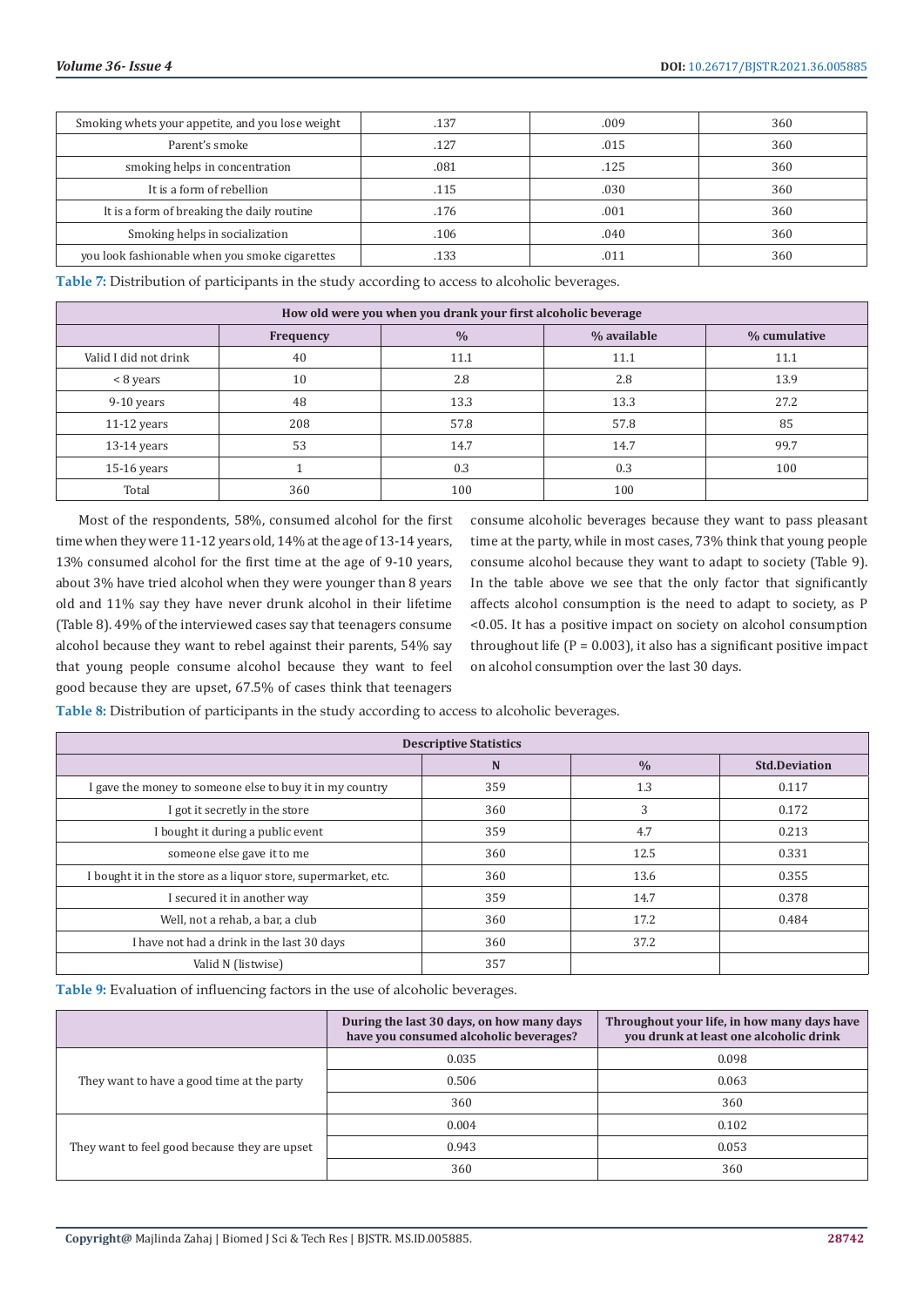| Smoking whets your appetite, and you lose weight | .137 | .009 | 360 |
|---|---|---|---|
| Parent's smoke | .127 | .015 | 360 |
| smoking helps in concentration | .081 | .125 | 360 |
| It is a form of rebellion | .115 | .030 | 360 |
| It is a form of breaking the daily routine | .176 | .001 | 360 |
| Smoking helps in socialization | .106 | .040 | 360 |
| you look fashionable when you smoke cigarettes | .133 | .011 | 360 |

**Table 7:** Distribution of participants in the study according to access to alcoholic beverages.

| How old were you when you drank your first alcoholic beverage | | | | |
|---|---|---|---|---|
| | Frequency | % | % available | % cumulative |
| Valid I did not drink | 40 | 11.1 | 11.1 | 11.1 |
| < 8 years | 10 | 2.8 | 2.8 | 13.9 |
| 9-10 years | 48 | 13.3 | 13.3 | 27.2 |
| 11-12 years | 208 | 57.8 | 57.8 | 85 |
| 13-14 years | 53 | 14.7 | 14.7 | 99.7 |
| 15-16 years | 1 | 0.3 | 0.3 | 100 |
| Total | 360 | 100 | 100 | |

Most of the respondents, 58%, consumed alcohol for the first time when they were 11-12 years old, 14% at the age of 13-14 years, 13% consumed alcohol for the first time at the age of 9-10 years, about 3% have tried alcohol when they were younger than 8 years old and 11% say they have never drunk alcohol in their lifetime (Table 8). 49% of the interviewed cases say that teenagers consume alcohol because they want to rebel against their parents, 54% say that young people consume alcohol because they want to feel good because they are upset, 67.5% of cases think that teenagers consume alcoholic beverages because they want to pass pleasant time at the party, while in most cases, 73% think that young people consume alcohol because they want to adapt to society (Table 9). In the table above we see that the only factor that significantly affects alcohol consumption is the need to adapt to society, as P <0.05. It has a positive impact on society on alcohol consumption throughout life (P = 0.003), it also has a significant positive impact on alcohol consumption over the last 30 days.

**Table 8:** Distribution of participants in the study according to access to alcoholic beverages.

| Descriptive Statistics | | | |
|---|---|---|---|
| | N | % | Std.Deviation |
| I gave the money to someone else to buy it in my country | 359 | 1.3 | 0.117 |
| I got it secretly in the store | 360 | 3 | 0.172 |
| I bought it during a public event | 359 | 4.7 | 0.213 |
| someone else gave it to me | 360 | 12.5 | 0.331 |
| I bought it in the store as a liquor store, supermarket, etc. | 360 | 13.6 | 0.355 |
| I secured it in another way | 359 | 14.7 | 0.378 |
| Well, not a rehab, a bar, a club | 360 | 17.2 | 0.484 |
| I have not had a drink in the last 30 days | 360 | 37.2 | |
| Valid N (listwise) | 357 | | |

**Table 9:** Evaluation of influencing factors in the use of alcoholic beverages.

| | During the last 30 days, on how many days have you consumed alcoholic beverages? | Throughout your life, in how many days have you drunk at least one alcoholic drink |
|---|---|---|
| They want to have a good time at the party | 0.035 | 0.098 |
| | 0.506 | 0.063 |
| | 360 | 360 |
| They want to feel good because they are upset | 0.004 | 0.102 |
| | 0.943 | 0.053 |
| | 360 | 360 |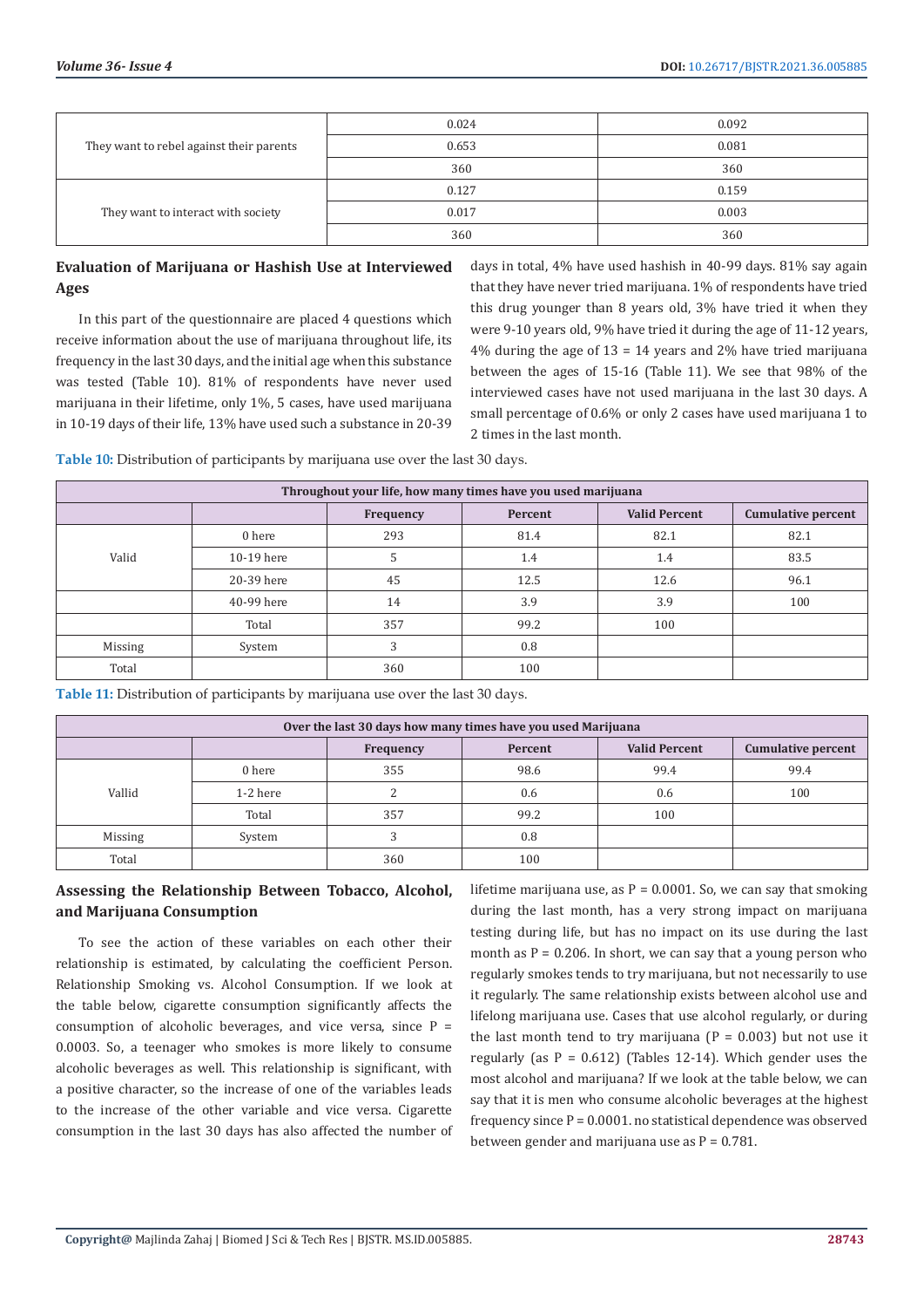| They want to rebel against their parents | 0.024 | 0.092 |
|---|---|---|
| | 0.653 | 0.081 |
| | 360 | 360 |
| They want to interact with society | 0.127 | 0.159 |
| | 0.017 | 0.003 |
| | 360 | 360 |

## Evaluation of Marijuana or Hashish Use at Interviewed Ages

In this part of the questionnaire are placed 4 questions which receive information about the use of marijuana throughout life, its frequency in the last 30 days, and the initial age when this substance was tested (Table 10). 81% of respondents have never used marijuana in their lifetime, only 1%, 5 cases, have used marijuana in 10-19 days of their life, 13% have used such a substance in 20-39 days in total, 4% have used hashish in 40-99 days. 81% say again that they have never tried marijuana. 1% of respondents have tried this drug younger than 8 years old, 3% have tried it when they were 9-10 years old, 9% have tried it during the age of 11-12 years, 4% during the age of 13 = 14 years and 2% have tried marijuana between the ages of 15-16 (Table 11). We see that 98% of the interviewed cases have not used marijuana in the last 30 days. A small percentage of 0.6% or only 2 cases have used marijuana 1 to 2 times in the last month.

**Table 10:** Distribution of participants by marijuana use over the last 30 days.

| Throughout your life, how many times have you used marijuana | | | | | |
|---|---|---|---|---|---|
| | | Frequency | Percent | Valid Percent | Cumulative percent |
| Valid | 0 here | 293 | 81.4 | 82.1 | 82.1 |
| | 10-19 here | 5 | 1.4 | 1.4 | 83.5 |
| | 20-39 here | 45 | 12.5 | 12.6 | 96.1 |
| | 40-99 here | 14 | 3.9 | 3.9 | 100 |
| | Total | 357 | 99.2 | 100 | |
| Missing | System | 3 | 0.8 | | |
| Total | | 360 | 100 | | |

**Table 11:** Distribution of participants by marijuana use over the last 30 days.

| Over the last 30 days how many times have you used Marijuana | | | | | |
|---|---|---|---|---|---|
| | | Frequency | Percent | Valid Percent | Cumulative percent |
| Vallid | 0 here | 355 | 98.6 | 99.4 | 99.4 |
| | 1-2 here | 2 | 0.6 | 0.6 | 100 |
| | Total | 357 | 99.2 | 100 | |
| Missing | System | 3 | 0.8 | | |
| Total | | 360 | 100 | | |

## Assessing the Relationship Between Tobacco, Alcohol, and Marijuana Consumption

To see the action of these variables on each other their relationship is estimated, by calculating the coefficient Person. Relationship Smoking vs. Alcohol Consumption. If we look at the table below, cigarette consumption significantly affects the consumption of alcoholic beverages, and vice versa, since P = 0.0003. So, a teenager who smokes is more likely to consume alcoholic beverages as well. This relationship is significant, with a positive character, so the increase of one of the variables leads to the increase of the other variable and vice versa. Cigarette consumption in the last 30 days has also affected the number of lifetime marijuana use, as P = 0.0001. So, we can say that smoking during the last month, has a very strong impact on marijuana testing during life, but has no impact on its use during the last month as P = 0.206. In short, we can say that a young person who regularly smokes tends to try marijuana, but not necessarily to use it regularly. The same relationship exists between alcohol use and lifelong marijuana use. Cases that use alcohol regularly, or during the last month tend to try marijuana (P = 0.003) but not use it regularly (as P = 0.612) (Tables 12-14). Which gender uses the most alcohol and marijuana? If we look at the table below, we can say that it is men who consume alcoholic beverages at the highest frequency since P = 0.0001. no statistical dependence was observed between gender and marijuana use as P = 0.781.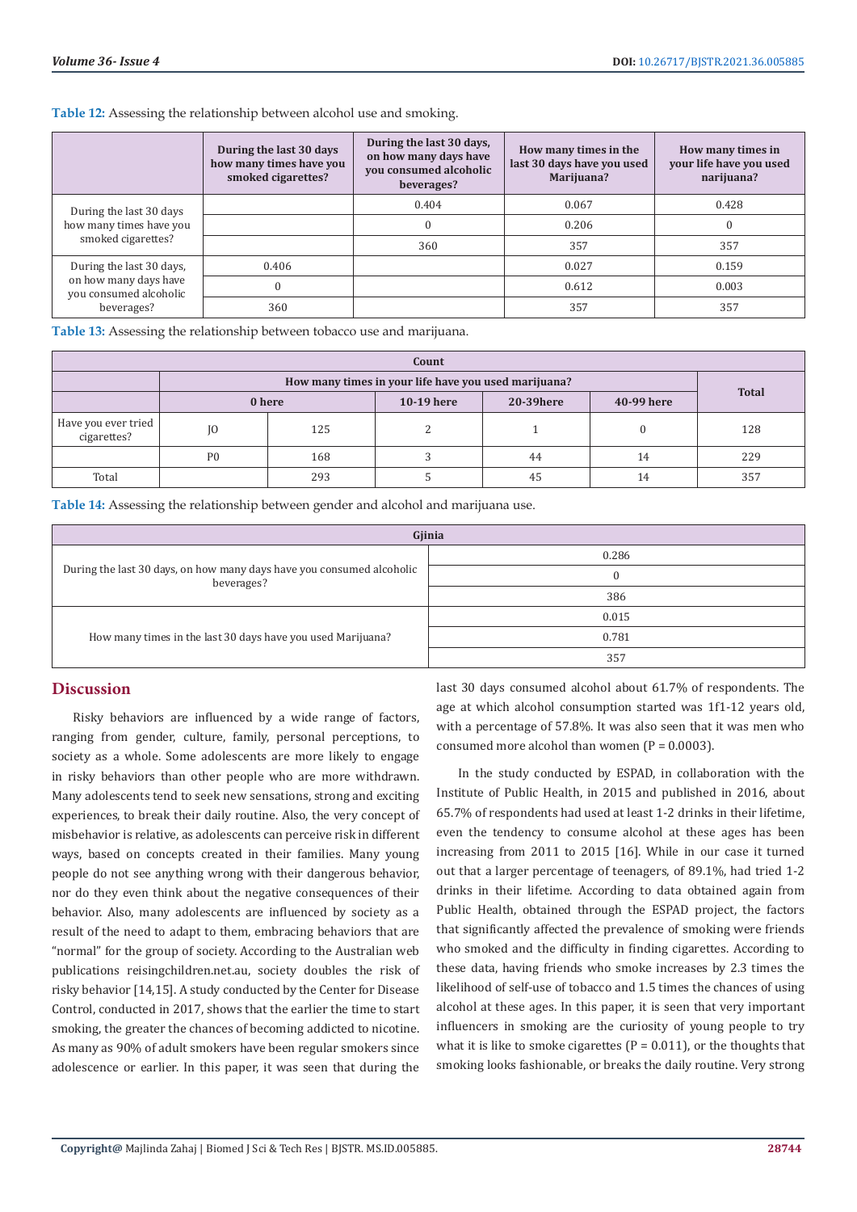**Table 12:** Assessing the relationship between alcohol use and smoking.

| | During the last 30 days how many times have you smoked cigarettes? | During the last 30 days, on how many days have you consumed alcoholic beverages? | How many times in the last 30 days have you used Marijuana? | How many times in your life have you used narijuana? |
|---|---|---|---|---|
| During the last 30 days how many times have you smoked cigarettes? | | 0.404 | 0.067 | 0.428 |
| | | 0 | 0.206 | 0 |
| | | 360 | 357 | 357 |
| During the last 30 days, on how many days have you consumed alcoholic beverages? | 0.406 | | 0.027 | 0.159 |
| | 0 | | 0.612 | 0.003 |
| | 360 | | 357 | 357 |

**Table 13:** Assessing the relationship between tobacco use and marijuana.

| Count | | | | | | |
|---|---|---|---|---|---|---|
| | How many times in your life have you used marijuana? | | | | | Total |
| | 0 here | | 10-19 here | 20-39here | 40-99 here | |
| Have you ever tried cigarettes? | JO | 125 | 2 | 1 | 0 | 128 |
| | P0 | 168 | 3 | 44 | 14 | 229 |
| Total | | 293 | 5 | 45 | 14 | 357 |

**Table 14:** Assessing the relationship between gender and alcohol and marijuana use.

| | Gjinia |
|---|---|
| During the last 30 days, on how many days have you consumed alcoholic beverages? | 0.286 |
| | 0 |
| | 386 |
| How many times in the last 30 days have you used Marijuana? | 0.015 |
| | 0.781 |
| | 357 |

## Discussion

Risky behaviors are influenced by a wide range of factors, ranging from gender, culture, family, personal perceptions, to society as a whole. Some adolescents are more likely to engage in risky behaviors than other people who are more withdrawn. Many adolescents tend to seek new sensations, strong and exciting experiences, to break their daily routine. Also, the very concept of misbehavior is relative, as adolescents can perceive risk in different ways, based on concepts created in their families. Many young people do not see anything wrong with their dangerous behavior, nor do they even think about the negative consequences of their behavior. Also, many adolescents are influenced by society as a result of the need to adapt to them, embracing behaviors that are "normal" for the group of society. According to the Australian web publications reisingchildren.net.au, society doubles the risk of risky behavior [14,15]. A study conducted by the Center for Disease Control, conducted in 2017, shows that the earlier the time to start smoking, the greater the chances of becoming addicted to nicotine. As many as 90% of adult smokers have been regular smokers since adolescence or earlier. In this paper, it was seen that during the last 30 days consumed alcohol about 61.7% of respondents. The age at which alcohol consumption started was 1f1-12 years old, with a percentage of 57.8%. It was also seen that it was men who consumed more alcohol than women (P = 0.0003).

In the study conducted by ESPAD, in collaboration with the Institute of Public Health, in 2015 and published in 2016, about 65.7% of respondents had used at least 1-2 drinks in their lifetime, even the tendency to consume alcohol at these ages has been increasing from 2011 to 2015 [16]. While in our case it turned out that a larger percentage of teenagers, of 89.1%, had tried 1-2 drinks in their lifetime. According to data obtained again from Public Health, obtained through the ESPAD project, the factors that significantly affected the prevalence of smoking were friends who smoked and the difficulty in finding cigarettes. According to these data, having friends who smoke increases by 2.3 times the likelihood of self-use of tobacco and 1.5 times the chances of using alcohol at these ages. In this paper, it is seen that very important influencers in smoking are the curiosity of young people to try what it is like to smoke cigarettes (P = 0.011), or the thoughts that smoking looks fashionable, or breaks the daily routine. Very strong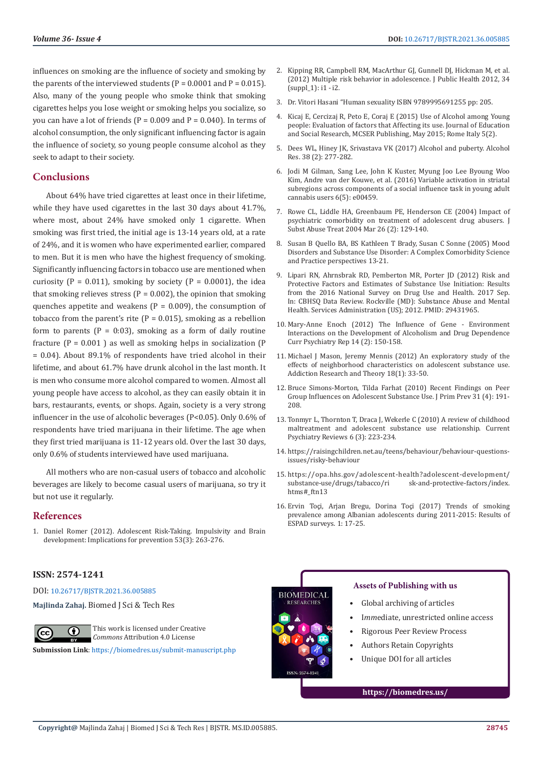influences on smoking are the influence of society and smoking by the parents of the interviewed students (P = 0.0001 and P = 0.015). Also, many of the young people who smoke think that smoking cigarettes helps you lose weight or smoking helps you socialize, so you can have a lot of friends (P = 0.009 and P = 0.040). In terms of alcohol consumption, the only significant influencing factor is again the influence of society, so young people consume alcohol as they seek to adapt to their society.

## Conclusions

About 64% have tried cigarettes at least once in their lifetime, while they have used cigarettes in the last 30 days about 41.7%, where most, about 24% have smoked only 1 cigarette. When smoking was first tried, the initial age is 13-14 years old, at a rate of 24%, and it is women who have experimented earlier, compared to men. But it is men who have the highest frequency of smoking. Significantly influencing factors in tobacco use are mentioned when curiosity (P = 0.011), smoking by society (P = 0.0001), the idea that smoking relieves stress (P = 0.002), the opinion that smoking quenches appetite and weakens (P = 0.009), the consumption of tobacco from the parent's rite (P = 0.015), smoking as a rebellion form to parents (P = 0:03), smoking as a form of daily routine fracture (P = 0.001 ) as well as smoking helps in socialization (P = 0.04). About 89.1% of respondents have tried alcohol in their lifetime, and about 61.7% have drunk alcohol in the last month. It is men who consume more alcohol compared to women. Almost all young people have access to alcohol, as they can easily obtain it in bars, restaurants, events, or shops. Again, society is a very strong influencer in the use of alcoholic beverages (P<0.05). Only 0.6% of respondents have tried marijuana in their lifetime. The age when they first tried marijuana is 11-12 years old. Over the last 30 days, only 0.6% of students interviewed have used marijuana.

All mothers who are non-casual users of tobacco and alcoholic beverages are likely to become casual users of marijuana, so try it but not use it regularly.

## References

1. Daniel Romer (2012). Adolescent Risk-Taking. Impulsivity and Brain development: Implications for prevention 53(3): 263-276.
2. Kipping RR, Campbell RM, MacArthur GJ, Gunnell DJ, Hickman M, et al. (2012) Multiple risk behavior in adolescence. J Public Health 2012, 34 (suppl_1): i1 -i2.
3. Dr. Vitori Hasani "Human sexuality ISBN 9789995691255 pp: 205.
4. Kicaj E, Cercizaj R, Peto E, Coraj E (2015) Use of Alcohol among Young people: Evaluation of factors that Affecting its use. Journal of Education and Social Research, MCSER Publishing, May 2015; Rome Italy 5(2).
5. Dees WL, Hiney JK, Srivastava VK (2017) Alcohol and puberty. Alcohol Res. 38 (2): 277-282.
6. Jodi M Gilman, Sang Lee, John K Kuster, Myung Joo Lee Byoung Woo Kim, Andre van der Kouwe, et al. (2016) Variable activation in striatal subregions across components of a social influence task in young adult cannabis users 6(5): e00459.
7. Rowe CL, Liddle HA, Greenbaum PE, Henderson CE (2004) Impact of psychiatric comorbidity on treatment of adolescent drug abusers. J Subst Abuse Treat 2004 Mar 26 (2): 129-140.
8. Susan B Quello BA, BS Kathleen T Brady, Susan C Sonne (2005) Mood Disorders and Substance Use Disorder: A Complex Comorbidity Science and Practice perspectives 13-21.
9. Lipari RN, Ahrnsbrak RD, Pemberton MR, Porter JD (2012) Risk and Protective Factors and Estimates of Substance Use Initiation: Results from the 2016 National Survey on Drug Use and Health. 2017 Sep. In: CBHSQ Data Review. Rockville (MD): Substance Abuse and Mental Health. Services Administration (US); 2012. PMID: 29431965.
10. Mary-Anne Enoch (2012) The Influence of Gene - Environment Interactions on the Development of Alcoholism and Drug Dependence Curr Psychiatry Rep 14 (2): 150-158.
11. Michael J Mason, Jeremy Mennis (2012) An exploratory study of the effects of neighborhood characteristics on adolescent substance use. Addiction Research and Theory 18(1): 33-50.
12. Bruce Simons-Morton, Tilda Farhat (2010) Recent Findings on Peer Group Influences on Adolescent Substance Use. J Prim Prev 31 (4): 191-208.
13. Tonmyr L, Thornton T, Draca J, Wekerle C (2010) A review of childhood maltreatment and adolescent substance use relationship. Current Psychiatry Reviews 6 (3): 223-234.
14. https://raisingchildren.net.au/teens/behaviour/behaviour-questions-issues/risky-behaviour
15. https://opa.hhs.gov/adolescent-health?adolescent-development/substance-use/drugs/tobacco/ri sk-and-protective-factors/index.htms#_ftn13
16. Ervin Toçi, Arjan Bregu, Dorina Toçi (2017) Trends of smoking prevalence among Albanian adolescents during 2011-2015: Results of ESPAD surveys. 1: 17-25.

**ISSN: 2574-1241**

DOI: 10.26717/BJSTR.2021.36.005885

**Majlinda Zahaj.** Biomed J Sci & Tech Res

This work is licensed under Creative *Commons* Attribution 4.0 License

**Submission Link**: https://biomedres.us/submit-manuscript.php

**Assets of Publishing with us**

- Global archiving of articles
- Immediate, unrestricted online access
- Rigorous Peer Review Process
- Authors Retain Copyrights
- Unique DOI for all articles

**https://biomedres.us/**